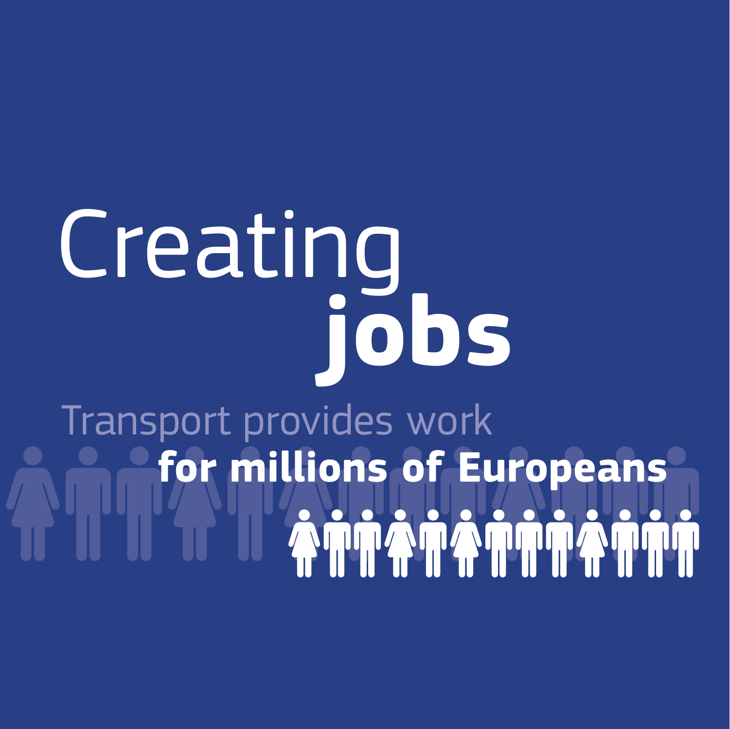# Creating **jobs**

Transport provides work **for millions of Europeans**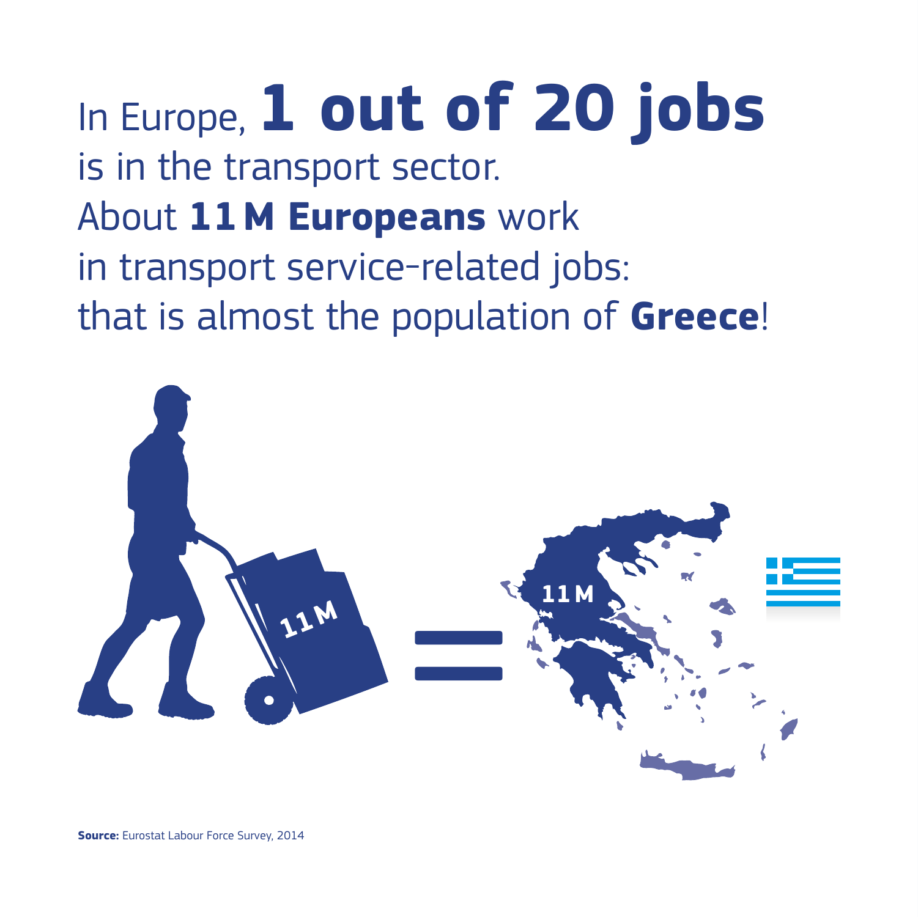In Europe, **1 out of 20 jobs** is in the transport sector. About **11 M Europeans** work in transport service-related jobs: that is almost the population of **Greece**!

11 M = 11 M

**Source:** Eurostat Labour Force Survey, 2014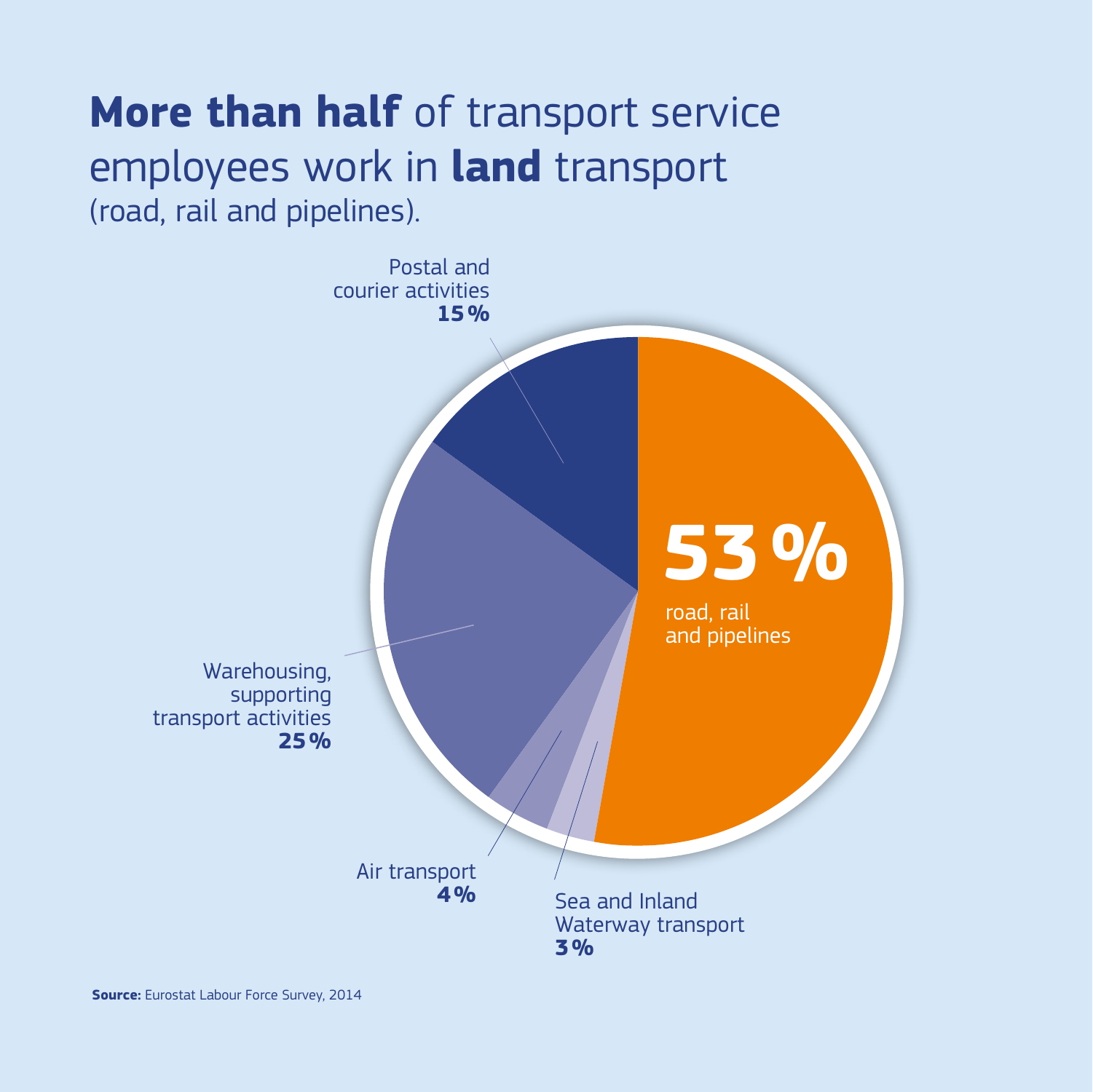# **More than half** of transport service employees work in **land** transport

(road, rail and pipelines).

**53%** road, rail and pipelines

Postal and courier activities **15%**

Warehousing, supporting transport activities **25%**

Air transport **4%**

Sea and Inland Waterway transport **3%**

**Source:** Eurostat Labour Force Survey, 2014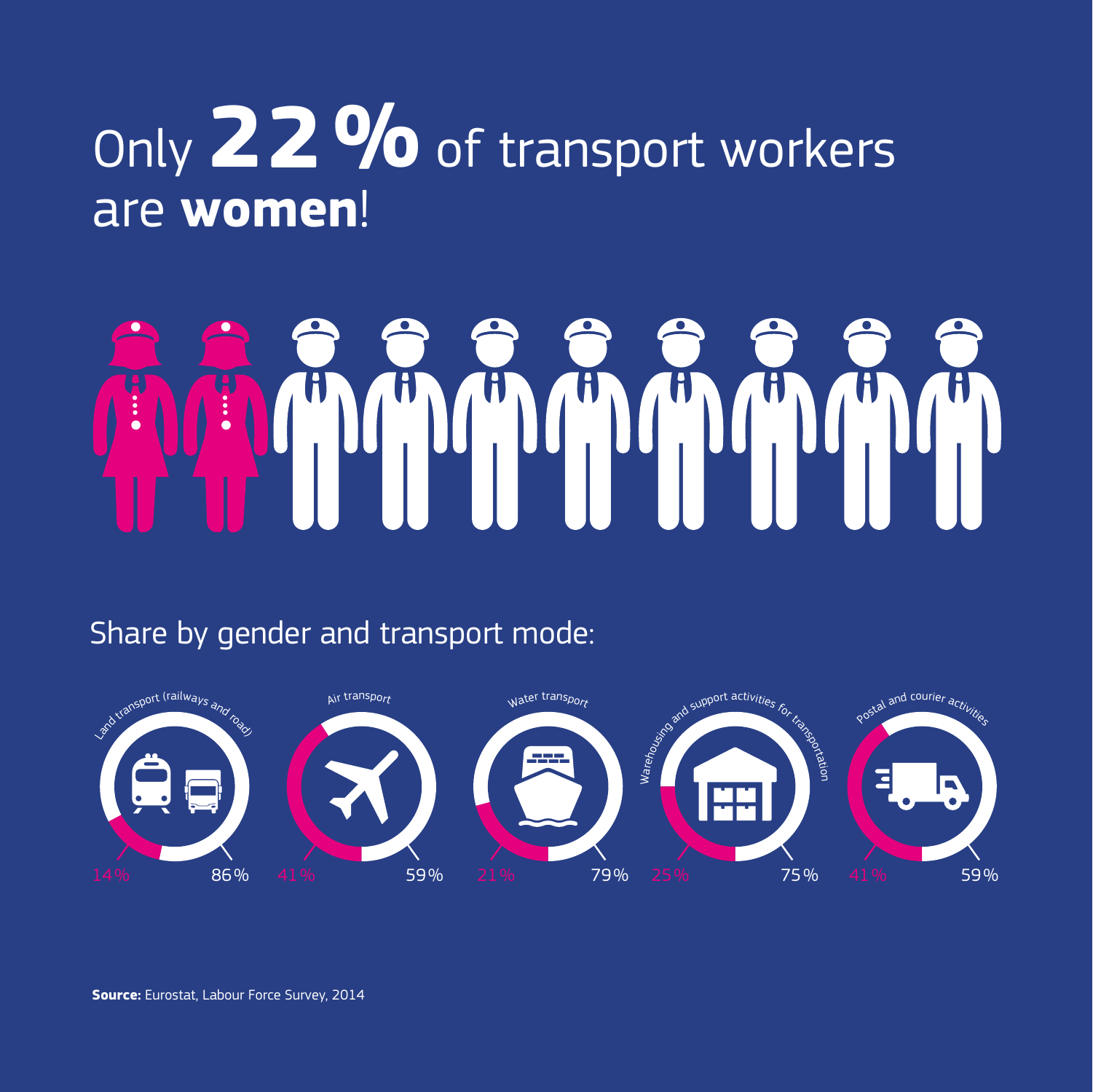# Only **22%** of transport workers are **women**!

Share by gender and transport mode:

| Transport mode | Women | Men |
|---|---|---|
| Land transport (railways and road) | 14% | 86% |
| Air transport | 41% | 59% |
| Water transport | 21% | 79% |
| Warehousing and support activities for transportation | 25% | 75% |
| Postal and courier activities | 41% | 59% |

**Source:** Eurostat, Labour Force Survey, 2014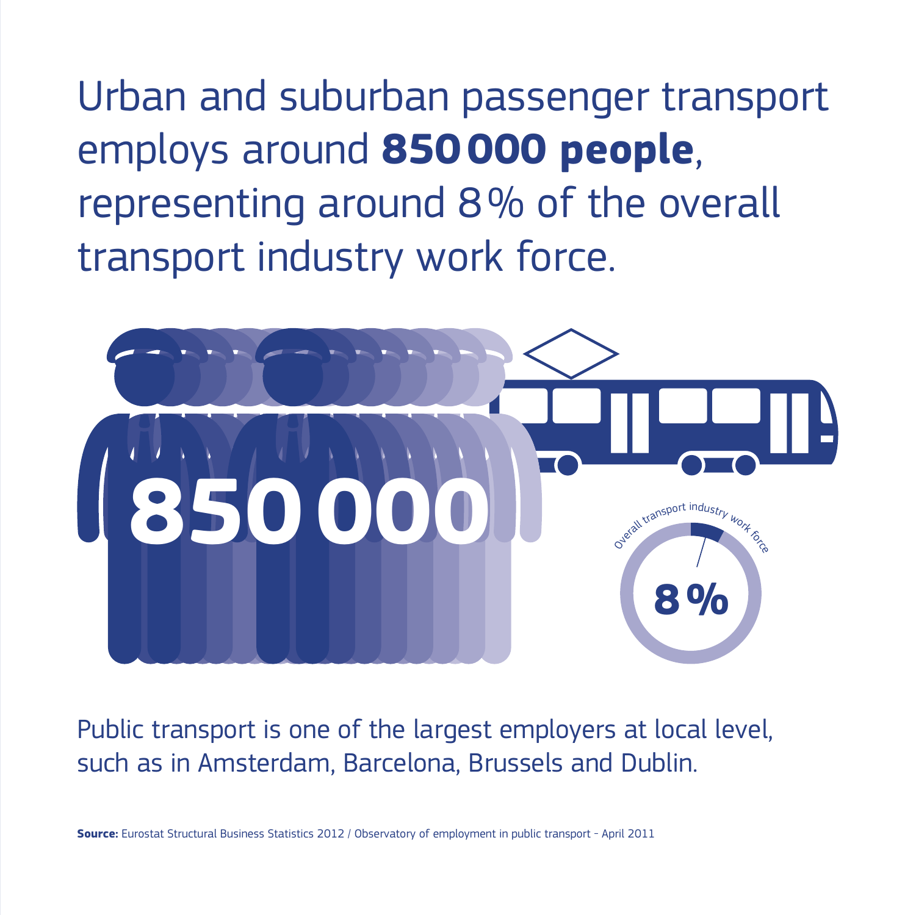# Urban and suburban passenger transport employs around **850 000 people**, representing around 8 % of the overall transport industry work force.

850 000

Overall transport industry work force

8 %

Public transport is one of the largest employers at local level, such as in Amsterdam, Barcelona, Brussels and Dublin.

**Source:** Eurostat Structural Business Statistics 2012 / Observatory of employment in public transport - April 2011